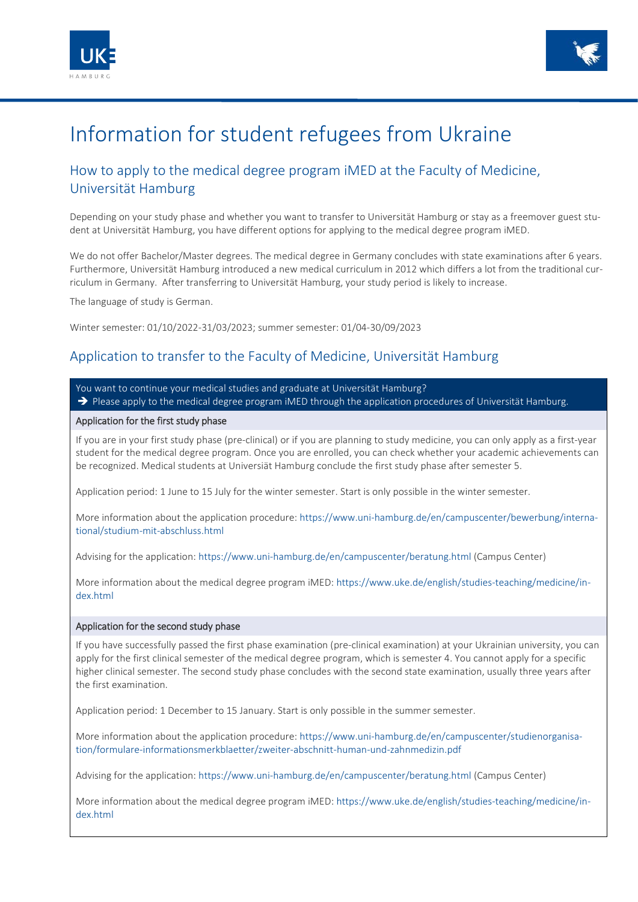# Information for student refugees from Ukraine

## How to apply to the medical degree program iMED at the Faculty of Medicine, Universität Hamburg

Depending on your study phase and whether you want to transfer to Universität Hamburg or stay as a freemover guest student at Universität Hamburg, you have different options for applying to the medical degree program iMED.

We do not offer Bachelor/Master degrees. The medical degree in Germany concludes with state examinations after 6 years. Furthermore, Universität Hamburg introduced a new medical curriculum in 2012 which differs a lot from the traditional curriculum in Germany. After transferring to Universität Hamburg, your study period is likely to increase.

The language of study is German.

Winter semester: 01/10/2022-31/03/2023; summer semester: 01/04-30/09/2023

## Application to transfer to the Faculty of Medicine, Universität Hamburg

You want to continue your medical studies and graduate at Universität Hamburg?
➔ Please apply to the medical degree program iMED through the application procedures of Universität Hamburg.

### Application for the first study phase

If you are in your first study phase (pre-clinical) or if you are planning to study medicine, you can only apply as a first-year student for the medical degree program. Once you are enrolled, you can check whether your academic achievements can be recognized. Medical students at Univesität Hamburg conclude the first study phase after semester 5.

Application period: 1 June to 15 July for the winter semester. Start is only possible in the winter semester.

More information about the application procedure: https://www.uni-hamburg.de/en/campuscenter/bewerbung/international/studium-mit-abschluss.html

Advising for the application: https://www.uni-hamburg.de/en/campuscenter/beratung.html (Campus Center)

More information about the medical degree program iMED: https://www.uke.de/english/studies-teaching/medicine/index.html

### Application for the second study phase

If you have successfully passed the first phase examination (pre-clinical examination) at your Ukrainian university, you can apply for the first clinical semester of the medical degree program, which is semester 4. You cannot apply for a specific higher clinical semester. The second study phase concludes with the second state examination, usually three years after the first examination.

Application period: 1 December to 15 January. Start is only possible in the summer semester.

More information about the application procedure: https://www.uni-hamburg.de/en/campuscenter/studienorganisation/formulare-informationsmerkblaetter/zweiter-abschnitt-human-und-zahnmedizin.pdf

Advising for the application: https://www.uni-hamburg.de/en/campuscenter/beratung.html (Campus Center)

More information about the medical degree program iMED: https://www.uke.de/english/studies-teaching/medicine/index.html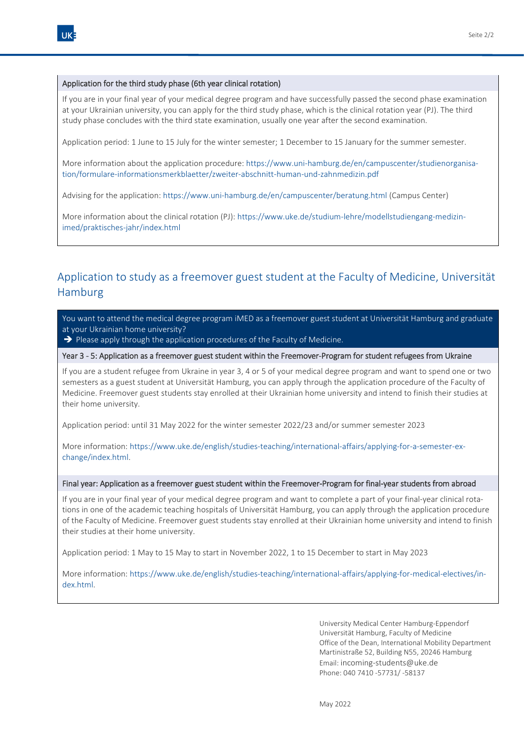### Application for the third study phase (6th year clinical rotation)

If you are in your final year of your medical degree program and have successfully passed the second phase examination at your Ukrainian university, you can apply for the third study phase, which is the clinical rotation year (PJ). The third study phase concludes with the third state examination, usually one year after the second examination.

Application period: 1 June to 15 July for the winter semester; 1 December to 15 January for the summer semester.

More information about the application procedure: https://www.uni-hamburg.de/en/campuscenter/studienorganisation/formulare-informationsmerkblaetter/zweiter-abschnitt-human-und-zahnmedizin.pdf

Advising for the application: https://www.uni-hamburg.de/en/campuscenter/beratung.html (Campus Center)

More information about the clinical rotation (PJ): https://www.uke.de/studium-lehre/modellstudiengang-medizin-imed/praktisches-jahr/index.html

## Application to study as a freemover guest student at the Faculty of Medicine, Universität Hamburg

You want to attend the medical degree program iMED as a freemover guest student at Universität Hamburg and graduate at your Ukrainian home university?
➔ Please apply through the application procedures of the Faculty of Medicine.

### Year 3 - 5: Application as a freemover guest student within the Freemover-Program for student refugees from Ukraine

If you are a student refugee from Ukraine in year 3, 4 or 5 of your medical degree program and want to spend one or two semesters as a guest student at Universität Hamburg, you can apply through the application procedure of the Faculty of Medicine. Freemover guest students stay enrolled at their Ukrainian home university and intend to finish their studies at their home university.

Application period: until 31 May 2022 for the winter semester 2022/23 and/or summer semester 2023

More information: https://www.uke.de/english/studies-teaching/international-affairs/applying-for-a-semester-exchange/index.html.

### Final year: Application as a freemover guest student within the Freemover-Program for final-year students from abroad

If you are in your final year of your medical degree program and want to complete a part of your final-year clinical rotations in one of the academic teaching hospitals of Universität Hamburg, you can apply through the application procedure of the Faculty of Medicine. Freemover guest students stay enrolled at their Ukrainian home university and intend to finish their studies at their home university.

Application period: 1 May to 15 May to start in November 2022, 1 to 15 December to start in May 2023

More information: https://www.uke.de/english/studies-teaching/international-affairs/applying-for-medical-electives/index.html.

University Medical Center Hamburg-Eppendorf
Universität Hamburg, Faculty of Medicine
Office of the Dean, International Mobility Department
Martinistraße 52, Building N55, 20246 Hamburg
Email: incoming-students@uke.de
Phone: 040 7410 -57731/ -58137

May 2022